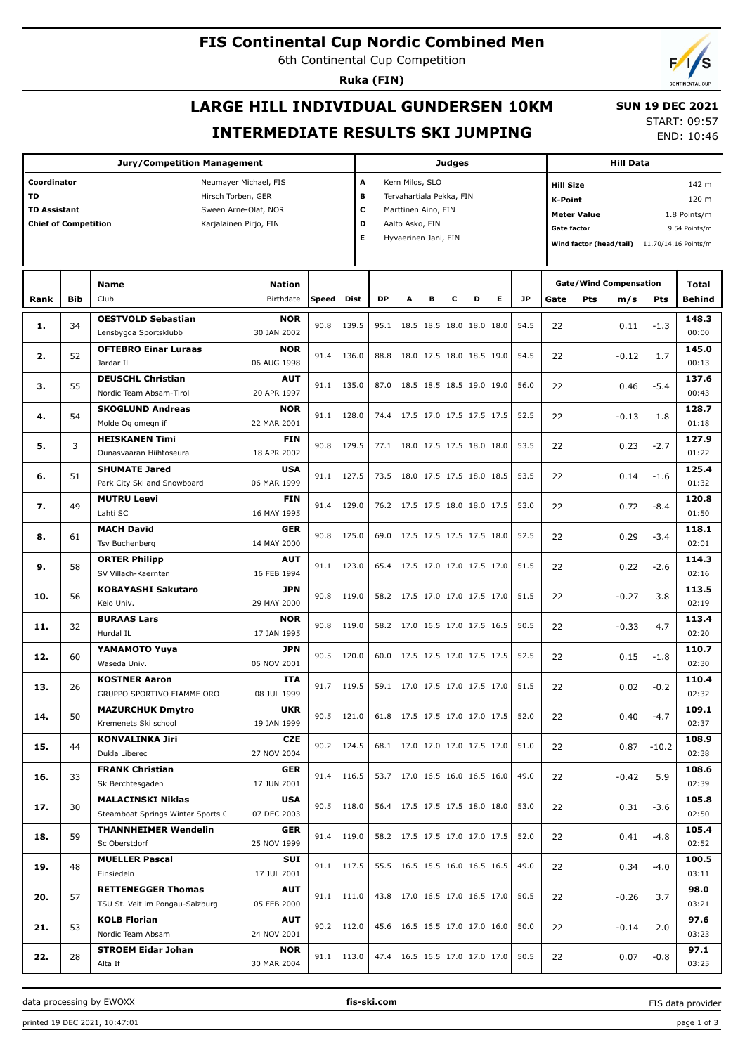# FIS Continental Cup Nordic Combined Men

6th Continental Cup Competition

**Ruka (FIN)**

## LARGE HILL INDIVIDUAL GUNDERSEN 10KM

## INTERMEDIATE RESULTS SKI JUMPING

**SUN 19 DEC 2021**

START: 09:57

END: 10:46

| Jury/Competition Management | |
|---|---|
| Coordinator | Neumayer Michael, FIS |
| TD | Hirsch Torben, GER |
| TD Assistant | Sween Arne-Olaf, NOR |
| Chief of Competition | Karjalainen Pirjo, FIN |

| Judges | |
|---|---|
| A | Kern Milos, SLO |
| B | Tervahartiala Pekka, FIN |
| C | Marttinen Aino, FIN |
| D | Aalto Asko, FIN |
| E | Hyvaerinen Jani, FIN |

| Hill Data | |
|---|---|
| Hill Size | 142 m |
| K-Point | 120 m |
| Meter Value | 1.8 Points/m |
| Gate factor | 9.54 Points/m |
| Wind factor (head/tail) | 11.70/14.16 Points/m |

| Rank | Bib | Name / Club | Nation / Birthdate | Speed | Dist | DP | A | B | C | D | E | JP | Gate | Pts | m/s | Pts | Total / Behind |
|---|---|---|---|---|---|---|---|---|---|---|---|---|---|---|---|---|---|
| 1. | 34 | **OESTVOLD Sebastian** Lensbygda Sportsklubb | **NOR** 30 JAN 2002 | 90.8 | 139.5 | 95.1 | 18.5 | 18.5 | 18.0 | 18.0 | 18.0 | 54.5 | 22 | | 0.11 | -1.3 | **148.3** 00:00 |
| 2. | 52 | **OFTEBRO Einar Luraas** Jardar Il | **NOR** 06 AUG 1998 | 91.4 | 136.0 | 88.8 | 18.0 | 17.5 | 18.0 | 18.5 | 19.0 | 54.5 | 22 | | -0.12 | 1.7 | **145.0** 00:13 |
| 3. | 55 | **DEUSCHL Christian** Nordic Team Absam-Tirol | **AUT** 20 APR 1997 | 91.1 | 135.0 | 87.0 | 18.5 | 18.5 | 18.5 | 19.0 | 19.0 | 56.0 | 22 | | 0.46 | -5.4 | **137.6** 00:43 |
| 4. | 54 | **SKOGLUND Andreas** Molde Og omegn if | **NOR** 22 MAR 2001 | 91.1 | 128.0 | 74.4 | 17.5 | 17.0 | 17.5 | 17.5 | 17.5 | 52.5 | 22 | | -0.13 | 1.8 | **128.7** 01:18 |
| 5. | 3 | **HEISKANEN Timi** Ounasvaaran Hiihtoseura | **FIN** 18 APR 2002 | 90.8 | 129.5 | 77.1 | 18.0 | 17.5 | 17.5 | 18.0 | 18.0 | 53.5 | 22 | | 0.23 | -2.7 | **127.9** 01:22 |
| 6. | 51 | **SHUMATE Jared** Park City Ski and Snowboard | **USA** 06 MAR 1999 | 91.1 | 127.5 | 73.5 | 18.0 | 17.5 | 17.5 | 18.0 | 18.5 | 53.5 | 22 | | 0.14 | -1.6 | **125.4** 01:32 |
| 7. | 49 | **MUTRU Leevi** Lahti SC | **FIN** 16 MAY 1995 | 91.4 | 129.0 | 76.2 | 17.5 | 17.5 | 18.0 | 18.0 | 17.5 | 53.0 | 22 | | 0.72 | -8.4 | **120.8** 01:50 |
| 8. | 61 | **MACH David** Tsv Buchenberg | **GER** 14 MAY 2000 | 90.8 | 125.0 | 69.0 | 17.5 | 17.5 | 17.5 | 17.5 | 18.0 | 52.5 | 22 | | 0.29 | -3.4 | **118.1** 02:01 |
| 9. | 58 | **ORTER Philipp** SV Villach-Kaernten | **AUT** 16 FEB 1994 | 91.1 | 123.0 | 65.4 | 17.5 | 17.0 | 17.0 | 17.5 | 17.0 | 51.5 | 22 | | 0.22 | -2.6 | **114.3** 02:16 |
| 10. | 56 | **KOBAYASHI Sakutaro** Keio Univ. | **JPN** 29 MAY 2000 | 90.8 | 119.0 | 58.2 | 17.5 | 17.0 | 17.0 | 17.5 | 17.0 | 51.5 | 22 | | -0.27 | 3.8 | **113.5** 02:19 |
| 11. | 32 | **BURAAS Lars** Hurdal IL | **NOR** 17 JAN 1995 | 90.8 | 119.0 | 58.2 | 17.0 | 16.5 | 17.0 | 17.5 | 16.5 | 50.5 | 22 | | -0.33 | 4.7 | **113.4** 02:20 |
| 12. | 60 | **YAMAMOTO Yuya** Waseda Univ. | **JPN** 05 NOV 2001 | 90.5 | 120.0 | 60.0 | 17.5 | 17.5 | 17.0 | 17.5 | 17.5 | 52.5 | 22 | | 0.15 | -1.8 | **110.7** 02:30 |
| 13. | 26 | **KOSTNER Aaron** GRUPPO SPORTIVO FIAMME ORO | **ITA** 08 JUL 1999 | 91.7 | 119.5 | 59.1 | 17.0 | 17.5 | 17.0 | 17.5 | 17.0 | 51.5 | 22 | | 0.02 | -0.2 | **110.4** 02:32 |
| 14. | 50 | **MAZURCHUK Dmytro** Kremenets Ski school | **UKR** 19 JAN 1999 | 90.5 | 121.0 | 61.8 | 17.5 | 17.5 | 17.0 | 17.0 | 17.5 | 52.0 | 22 | | 0.40 | -4.7 | **109.1** 02:37 |
| 15. | 44 | **KONVALINKA Jiri** Dukla Liberec | **CZE** 27 NOV 2004 | 90.2 | 124.5 | 68.1 | 17.0 | 17.0 | 17.0 | 17.5 | 17.0 | 51.0 | 22 | | 0.87 | -10.2 | **108.9** 02:38 |
| 16. | 33 | **FRANK Christian** Sk Berchtesgaden | **GER** 17 JUN 2001 | 91.4 | 116.5 | 53.7 | 17.0 | 16.5 | 16.0 | 16.5 | 16.0 | 49.0 | 22 | | -0.42 | 5.9 | **108.6** 02:39 |
| 17. | 30 | **MALACINSKI Niklas** Steamboat Springs Winter Sports ( | **USA** 07 DEC 2003 | 90.5 | 118.0 | 56.4 | 17.5 | 17.5 | 17.5 | 18.0 | 18.0 | 53.0 | 22 | | 0.31 | -3.6 | **105.8** 02:50 |
| 18. | 59 | **THANNHEIMER Wendelin** Sc Oberstdorf | **GER** 25 NOV 1999 | 91.4 | 119.0 | 58.2 | 17.5 | 17.5 | 17.0 | 17.0 | 17.5 | 52.0 | 22 | | 0.41 | -4.8 | **105.4** 02:52 |
| 19. | 48 | **MUELLER Pascal** Einsiedeln | **SUI** 17 JUL 2001 | 91.1 | 117.5 | 55.5 | 16.5 | 15.5 | 16.0 | 16.5 | 16.5 | 49.0 | 22 | | 0.34 | -4.0 | **100.5** 03:11 |
| 20. | 57 | **RETTENEGGER Thomas** TSU St. Veit im Pongau-Salzburg | **AUT** 05 FEB 2000 | 91.1 | 111.0 | 43.8 | 17.0 | 16.5 | 17.0 | 16.5 | 17.0 | 50.5 | 22 | | -0.26 | 3.7 | **98.0** 03:21 |
| 21. | 53 | **KOLB Florian** Nordic Team Absam | **AUT** 24 NOV 2001 | 90.2 | 112.0 | 45.6 | 16.5 | 16.5 | 17.0 | 17.0 | 16.0 | 50.0 | 22 | | -0.14 | 2.0 | **97.6** 03:23 |
| 22. | 28 | **STROEM Eidar Johan** Alta If | **NOR** 30 MAR 2004 | 91.1 | 113.0 | 47.4 | 16.5 | 16.5 | 17.0 | 17.0 | 17.0 | 50.5 | 22 | | 0.07 | -0.8 | **97.1** 03:25 |

data processing by EWOXX | fis-ski.com | FIS data provider

printed 19 DEC 2021, 10:47:01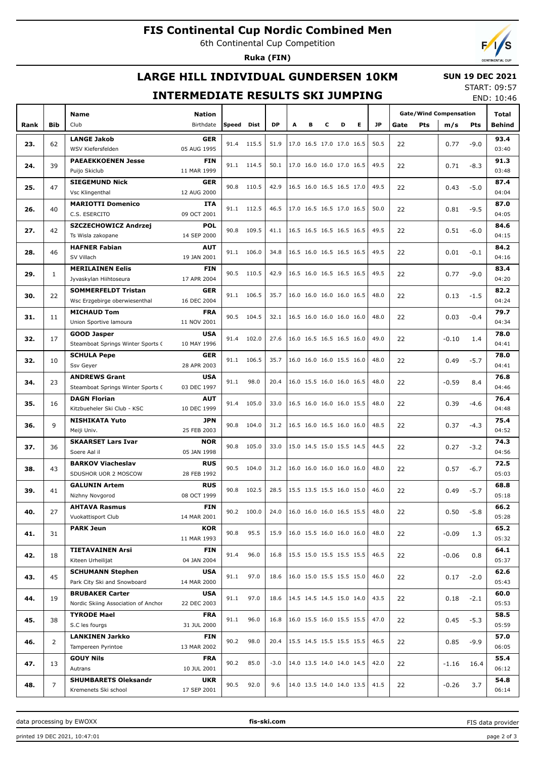# FIS Continental Cup Nordic Combined Men

6th Continental Cup Competition

**Ruka (FIN)**

## LARGE HILL INDIVIDUAL GUNDERSEN 10KM

**SUN 19 DEC 2021**

START: 09:57

END: 10:46

## INTERMEDIATE RESULTS SKI JUMPING

| Rank | Bib | Name / Club | Nation / Birthdate | Speed | Dist | DP | A | B | C | D | E | JP | Gate | Pts | m/s | Pts | Total / Behind |
|---|---|---|---|---|---|---|---|---|---|---|---|---|---|---|---|---|---|
| 23. | 62 | **LANGE Jakob** WSV Kiefersfelden | **GER** 05 AUG 1995 | 91.4 | 115.5 | 51.9 | 17.0 | 16.5 | 17.0 | 17.0 | 16.5 | 50.5 | 22 | | 0.77 | -9.0 | **93.4** 03:40 |
| 24. | 39 | **PAEAEKKOENEN Jesse** Puijo Skiclub | **FIN** 11 MAR 1999 | 91.1 | 114.5 | 50.1 | 17.0 | 16.0 | 16.0 | 17.0 | 16.5 | 49.5 | 22 | | 0.71 | -8.3 | **91.3** 03:48 |
| 25. | 47 | **SIEGEMUND Nick** Vsc Klingenthal | **GER** 12 AUG 2000 | 90.8 | 110.5 | 42.9 | 16.5 | 16.0 | 16.5 | 16.5 | 17.0 | 49.5 | 22 | | 0.43 | -5.0 | **87.4** 04:04 |
| 26. | 40 | **MARIOTTI Domenico** C.S. ESERCITO | **ITA** 09 OCT 2001 | 91.1 | 112.5 | 46.5 | 17.0 | 16.5 | 16.5 | 17.0 | 16.5 | 50.0 | 22 | | 0.81 | -9.5 | **87.0** 04:05 |
| 27. | 42 | **SZCZECHOWICZ Andrzej** Ts Wisla zakopane | **POL** 14 SEP 2000 | 90.8 | 109.5 | 41.1 | 16.5 | 16.5 | 16.5 | 16.5 | 16.5 | 49.5 | 22 | | 0.51 | -6.0 | **84.6** 04:15 |
| 28. | 46 | **HAFNER Fabian** SV Villach | **AUT** 19 JAN 2001 | 91.1 | 106.0 | 34.8 | 16.5 | 16.0 | 16.5 | 16.5 | 16.5 | 49.5 | 22 | | 0.01 | -0.1 | **84.2** 04:16 |
| 29. | 1 | **MERILAINEN Eelis** Jyvaskylan Hiihtoseura | **FIN** 17 APR 2004 | 90.5 | 110.5 | 42.9 | 16.5 | 16.0 | 16.5 | 16.5 | 16.5 | 49.5 | 22 | | 0.77 | -9.0 | **83.4** 04:20 |
| 30. | 22 | **SOMMERFELDT Tristan** Wsc Erzgebirge oberwiesenthal | **GER** 16 DEC 2004 | 91.1 | 106.5 | 35.7 | 16.0 | 16.0 | 16.0 | 16.0 | 16.5 | 48.0 | 22 | | 0.13 | -1.5 | **82.2** 04:24 |
| 31. | 11 | **MICHAUD Tom** Union Sportive lamoura | **FRA** 11 NOV 2001 | 90.5 | 104.5 | 32.1 | 16.5 | 16.0 | 16.0 | 16.0 | 16.0 | 48.0 | 22 | | 0.03 | -0.4 | **79.7** 04:34 |
| 32. | 17 | **GOOD Jasper** Steamboat Springs Winter Sports C | **USA** 10 MAY 1996 | 91.4 | 102.0 | 27.6 | 16.0 | 16.5 | 16.5 | 16.5 | 16.0 | 49.0 | 22 | | -0.10 | 1.4 | **78.0** 04:41 |
| 32. | 10 | **SCHULA Pepe** Ssv Geyer | **GER** 28 APR 2003 | 91.1 | 106.5 | 35.7 | 16.0 | 16.0 | 16.0 | 15.5 | 16.0 | 48.0 | 22 | | 0.49 | -5.7 | **78.0** 04:41 |
| 34. | 23 | **ANDREWS Grant** Steamboat Springs Winter Sports C | **USA** 03 DEC 1997 | 91.1 | 98.0 | 20.4 | 16.0 | 15.5 | 16.0 | 16.0 | 16.5 | 48.0 | 22 | | -0.59 | 8.4 | **76.8** 04:46 |
| 35. | 16 | **DAGN Florian** Kitzbueheler Ski Club - KSC | **AUT** 10 DEC 1999 | 91.4 | 105.0 | 33.0 | 16.5 | 16.0 | 16.0 | 16.0 | 15.5 | 48.0 | 22 | | 0.39 | -4.6 | **76.4** 04:48 |
| 36. | 9 | **NISHIKATA Yuto** Meiji Univ. | **JPN** 25 FEB 2003 | 90.8 | 104.0 | 31.2 | 16.5 | 16.0 | 16.5 | 16.0 | 16.0 | 48.5 | 22 | | 0.37 | -4.3 | **75.4** 04:52 |
| 37. | 36 | **SKAARSET Lars Ivar** Soere Aal il | **NOR** 05 JAN 1998 | 90.8 | 105.0 | 33.0 | 15.0 | 14.5 | 15.0 | 15.5 | 14.5 | 44.5 | 22 | | 0.27 | -3.2 | **74.3** 04:56 |
| 38. | 43 | **BARKOV Viacheslav** SDUSHOR UOR 2 MOSCOW | **RUS** 28 FEB 1992 | 90.5 | 104.0 | 31.2 | 16.0 | 16.0 | 16.0 | 16.0 | 16.0 | 48.0 | 22 | | 0.57 | -6.7 | **72.5** 05:03 |
| 39. | 41 | **GALUNIN Artem** Nizhny Novgorod | **RUS** 08 OCT 1999 | 90.8 | 102.5 | 28.5 | 15.5 | 13.5 | 15.5 | 16.0 | 15.0 | 46.0 | 22 | | 0.49 | -5.7 | **68.8** 05:18 |
| 40. | 27 | **AHTAVA Rasmus** Vuokattisport Club | **FIN** 14 MAR 2001 | 90.2 | 100.0 | 24.0 | 16.0 | 16.0 | 16.0 | 16.5 | 15.5 | 48.0 | 22 | | 0.50 | -5.8 | **66.2** 05:28 |
| 41. | 31 | **PARK Jeun** | **KOR** 11 MAR 1993 | 90.8 | 95.5 | 15.9 | 16.0 | 15.5 | 16.0 | 16.0 | 16.0 | 48.0 | 22 | | -0.09 | 1.3 | **65.2** 05:32 |
| 42. | 18 | **TIETAVAINEN Arsi** Kiteen Urheilijat | **FIN** 04 JAN 2004 | 91.4 | 96.0 | 16.8 | 15.5 | 15.0 | 15.5 | 15.5 | 15.5 | 46.5 | 22 | | -0.06 | 0.8 | **64.1** 05:37 |
| 43. | 45 | **SCHUMANN Stephen** Park City Ski and Snowboard | **USA** 14 MAR 2000 | 91.1 | 97.0 | 18.6 | 16.0 | 15.0 | 15.5 | 15.5 | 15.0 | 46.0 | 22 | | 0.17 | -2.0 | **62.6** 05:43 |
| 44. | 19 | **BRUBAKER Carter** Nordic Skiing Association of Anchor | **USA** 22 DEC 2003 | 91.1 | 97.0 | 18.6 | 14.5 | 14.5 | 14.5 | 15.0 | 14.0 | 43.5 | 22 | | 0.18 | -2.1 | **60.0** 05:53 |
| 45. | 38 | **TYRODE Mael** S.C les fourgs | **FRA** 31 JUL 2000 | 91.1 | 96.0 | 16.8 | 16.0 | 15.5 | 16.0 | 15.5 | 15.5 | 47.0 | 22 | | 0.45 | -5.3 | **58.5** 05:59 |
| 46. | 2 | **LANKINEN Jarkko** Tampereen Pyrintoe | **FIN** 13 MAR 2002 | 90.2 | 98.0 | 20.4 | 15.5 | 14.5 | 15.5 | 15.5 | 15.5 | 46.5 | 22 | | 0.85 | -9.9 | **57.0** 06:05 |
| 47. | 13 | **GOUY Nils** Autrans | **FRA** 10 JUL 2001 | 90.2 | 85.0 | -3.0 | 14.0 | 13.5 | 14.0 | 14.0 | 14.5 | 42.0 | 22 | | -1.16 | 16.4 | **55.4** 06:12 |
| 48. | 7 | **SHUMBARETS Oleksandr** Kremenets Ski school | **UKR** 17 SEP 2001 | 90.5 | 92.0 | 9.6 | 14.0 | 13.5 | 14.0 | 14.0 | 13.5 | 41.5 | 22 | | -0.26 | 3.7 | **54.8** 06:14 |

data processing by EWOXX | fis-ski.com | FIS data provider

printed 19 DEC 2021, 10:47:01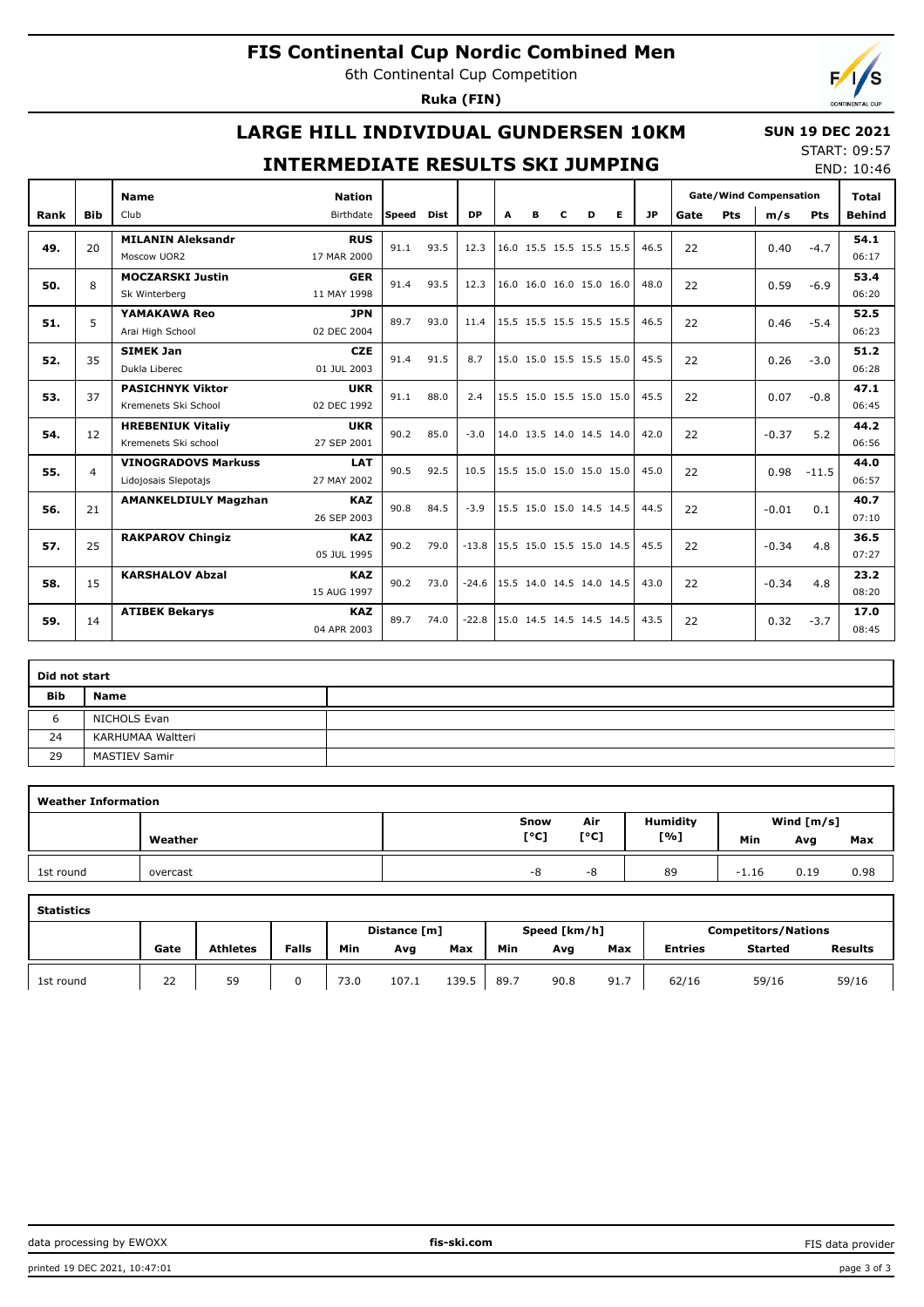# FIS Continental Cup Nordic Combined Men

6th Continental Cup Competition

**Ruka (FIN)**

## LARGE HILL INDIVIDUAL GUNDERSEN 10KM

**SUN 19 DEC 2021**

START: 09:57

END: 10:46

## INTERMEDIATE RESULTS SKI JUMPING

| Rank | Bib | Name / Club | Nation / Birthdate | Speed | Dist | DP | A | B | C | D | E | JP | Gate | Pts | m/s | Pts | Total / Behind |
|---|---|---|---|---|---|---|---|---|---|---|---|---|---|---|---|---|---|
| 49. | 20 | **MILANIN Aleksandr** Moscow UOR2 | **RUS** 17 MAR 2000 | 91.1 | 93.5 | 12.3 | 16.0 | 15.5 | 15.5 | 15.5 | 15.5 | 46.5 | 22 | | 0.40 | -4.7 | **54.1** 06:17 |
| 50. | 8 | **MOCZARSKI Justin** Sk Winterberg | **GER** 11 MAY 1998 | 91.4 | 93.5 | 12.3 | 16.0 | 16.0 | 16.0 | 15.0 | 16.0 | 48.0 | 22 | | 0.59 | -6.9 | **53.4** 06:20 |
| 51. | 5 | **YAMAKAWA Reo** Arai High School | **JPN** 02 DEC 2004 | 89.7 | 93.0 | 11.4 | 15.5 | 15.5 | 15.5 | 15.5 | 15.5 | 46.5 | 22 | | 0.46 | -5.4 | **52.5** 06:23 |
| 52. | 35 | **SIMEK Jan** Dukla Liberec | **CZE** 01 JUL 2003 | 91.4 | 91.5 | 8.7 | 15.0 | 15.0 | 15.5 | 15.5 | 15.0 | 45.5 | 22 | | 0.26 | -3.0 | **51.2** 06:28 |
| 53. | 37 | **PASICHNYK Viktor** Kremenets Ski School | **UKR** 02 DEC 1992 | 91.1 | 88.0 | 2.4 | 15.5 | 15.0 | 15.5 | 15.0 | 15.0 | 45.5 | 22 | | 0.07 | -0.8 | **47.1** 06:45 |
| 54. | 12 | **HREBENIUK Vitaliy** Kremenets Ski school | **UKR** 27 SEP 2001 | 90.2 | 85.0 | -3.0 | 14.0 | 13.5 | 14.0 | 14.5 | 14.0 | 42.0 | 22 | | -0.37 | 5.2 | **44.2** 06:56 |
| 55. | 4 | **VINOGRADOVS Markuss** Lidojosais Slepotajs | **LAT** 27 MAY 2002 | 90.5 | 92.5 | 10.5 | 15.5 | 15.0 | 15.0 | 15.0 | 15.0 | 45.0 | 22 | | 0.98 | -11.5 | **44.0** 06:57 |
| 56. | 21 | **AMANKELDIULY Magzhan** | **KAZ** 26 SEP 2003 | 90.8 | 84.5 | -3.9 | 15.5 | 15.0 | 15.0 | 14.5 | 14.5 | 44.5 | 22 | | -0.01 | 0.1 | **40.7** 07:10 |
| 57. | 25 | **RAKPAROV Chingiz** | **KAZ** 05 JUL 1995 | 90.2 | 79.0 | -13.8 | 15.5 | 15.0 | 15.5 | 15.0 | 14.5 | 45.5 | 22 | | -0.34 | 4.8 | **36.5** 07:27 |
| 58. | 15 | **KARSHALOV Abzal** | **KAZ** 15 AUG 1997 | 90.2 | 73.0 | -24.6 | 15.5 | 14.0 | 14.5 | 14.0 | 14.5 | 43.0 | 22 | | -0.34 | 4.8 | **23.2** 08:20 |
| 59. | 14 | **ATIBEK Bekarys** | **KAZ** 04 APR 2003 | 89.7 | 74.0 | -22.8 | 15.0 | 14.5 | 14.5 | 14.5 | 14.5 | 43.5 | 22 | | 0.32 | -3.7 | **17.0** 08:45 |

**Did not start**

| Bib | Name |
|---|---|
| 6 | NICHOLS Evan |
| 24 | KARHUMAA Waltteri |
| 29 | MASTIEV Samir |

**Weather Information**

| | Weather | Snow [°C] | Air [°C] | Humidity [%] | Wind [m/s] Min | Avg | Max |
|---|---|---|---|---|---|---|---|
| 1st round | overcast | -8 | -8 | 89 | -1.16 | 0.19 | 0.98 |

**Statistics**

| | Gate | Athletes | Falls | Distance [m] Min | Avg | Max | Speed [km/h] Min | Avg | Max | Competitors/Nations Entries | Started | Results |
|---|---|---|---|---|---|---|---|---|---|---|---|---|
| 1st round | 22 | 59 | 0 | 73.0 | 107.1 | 139.5 | 89.7 | 90.8 | 91.7 | 62/16 | 59/16 | 59/16 |

data processing by EWOXX — fis-ski.com — FIS data provider

printed 19 DEC 2021, 10:47:01